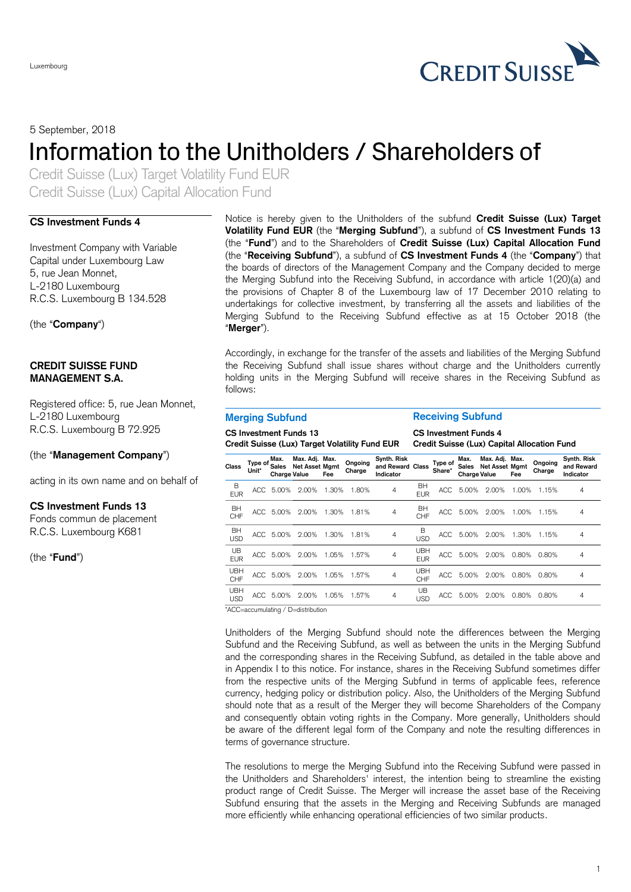Luxembourg

5 September, 2018

# Information to the Unitholders / Shareholders of

Credit Suisse (Lux) Target Volatility Fund EUR
Credit Suisse (Lux) Capital Allocation Fund

**CS Investment Funds 4**

Investment Company with Variable Capital under Luxembourg Law
5, rue Jean Monnet,
L-2180 Luxembourg
R.C.S. Luxembourg B 134.528

(the "**Company**")

**CREDIT SUISSE FUND MANAGEMENT S.A.**

Registered office: 5, rue Jean Monnet,
L-2180 Luxembourg
R.C.S. Luxembourg B 72.925

(the "**Management Company**")

acting in its own name and on behalf of

**CS Investment Funds 13**
Fonds commun de placement
R.C.S. Luxembourg K681

(the "**Fund**")

Notice is hereby given to the Unitholders of the subfund **Credit Suisse (Lux) Target Volatility Fund EUR** (the "**Merging Subfund**"), a subfund of **CS Investment Funds 13** (the "**Fund**") and to the Shareholders of **Credit Suisse (Lux) Capital Allocation Fund** (the "**Receiving Subfund**"), a subfund of **CS Investment Funds 4** (the "**Company**") that the boards of directors of the Management Company and the Company decided to merge the Merging Subfund into the Receiving Subfund, in accordance with article 1(20)(a) and the provisions of Chapter 8 of the Luxembourg law of 17 December 2010 relating to undertakings for collective investment, by transferring all the assets and liabilities of the Merging Subfund to the Receiving Subfund effective as at 15 October 2018 (the "**Merger**").

Accordingly, in exchange for the transfer of the assets and liabilities of the Merging Subfund the Receiving Subfund shall issue shares without charge and the Unitholders currently holding units in the Merging Subfund will receive shares in the Receiving Subfund as follows:

| **Merging Subfund** | | | | | | | **Receiving Subfund** | | | | | | |
|---|---|---|---|---|---|---|---|---|---|---|---|---|---|
| **CS Investment Funds 13 Credit Suisse (Lux) Target Volatility Fund EUR** | | | | | | | **CS Investment Funds 4 Credit Suisse (Lux) Capital Allocation Fund** | | | | | | |
| Class | Type of Unit* | Max. Sales Charge | Max. Adj. Net Asset Value | Max. Mgmt Fee | Ongoing Charge | Synth. Risk and Reward Indicator | Class | Type of Share* | Max. Sales Charge | Max. Adj. Net Asset Value | Max. Mgmt Fee | Ongoing Charge | Synth. Risk and Reward Indicator |
| B EUR | ACC | 5.00% | 2.00% | 1.30% | 1.80% | 4 | BH EUR | ACC | 5.00% | 2.00% | 1.00% | 1.15% | 4 |
| BH CHF | ACC | 5.00% | 2.00% | 1.30% | 1.81% | 4 | BH CHF | ACC | 5.00% | 2.00% | 1.00% | 1.15% | 4 |
| BH USD | ACC | 5.00% | 2.00% | 1.30% | 1.81% | 4 | B USD | ACC | 5.00% | 2.00% | 1.30% | 1.15% | 4 |
| UB EUR | ACC | 5.00% | 2.00% | 1.05% | 1.57% | 4 | UBH EUR | ACC | 5.00% | 2.00% | 0.80% | 0.80% | 4 |
| UBH CHF | ACC | 5.00% | 2.00% | 1.05% | 1.57% | 4 | UBH CHF | ACC | 5.00% | 2.00% | 0.80% | 0.80% | 4 |
| UBH USD | ACC | 5.00% | 2.00% | 1.05% | 1.57% | 4 | UB USD | ACC | 5.00% | 2.00% | 0.80% | 0.80% | 4 |

*ACC=accumulating / D=distribution

Unitholders of the Merging Subfund should note the differences between the Merging Subfund and the Receiving Subfund, as well as between the units in the Merging Subfund and the corresponding shares in the Receiving Subfund, as detailed in the table above and in Appendix I to this notice. For instance, shares in the Receiving Subfund sometimes differ from the respective units of the Merging Subfund in terms of applicable fees, reference currency, hedging policy or distribution policy. Also, the Unitholders of the Merging Subfund should note that as a result of the Merger they will become Shareholders of the Company and consequently obtain voting rights in the Company. More generally, Unitholders should be aware of the different legal form of the Company and note the resulting differences in terms of governance structure.

The resolutions to merge the Merging Subfund into the Receiving Subfund were passed in the Unitholders and Shareholders' interest, the intention being to streamline the existing product range of Credit Suisse. The Merger will increase the asset base of the Receiving Subfund ensuring that the assets in the Merging and Receiving Subfunds are managed more efficiently while enhancing operational efficiencies of two similar products.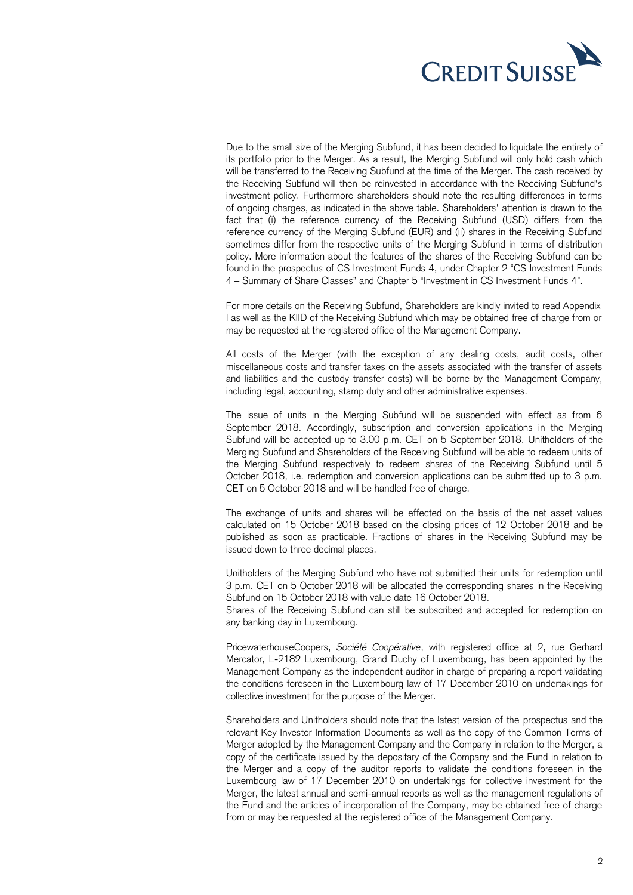Due to the small size of the Merging Subfund, it has been decided to liquidate the entirety of its portfolio prior to the Merger. As a result, the Merging Subfund will only hold cash which will be transferred to the Receiving Subfund at the time of the Merger. The cash received by the Receiving Subfund will then be reinvested in accordance with the Receiving Subfund's investment policy. Furthermore shareholders should note the resulting differences in terms of ongoing charges, as indicated in the above table. Shareholders' attention is drawn to the fact that (i) the reference currency of the Receiving Subfund (USD) differs from the reference currency of the Merging Subfund (EUR) and (ii) shares in the Receiving Subfund sometimes differ from the respective units of the Merging Subfund in terms of distribution policy. More information about the features of the shares of the Receiving Subfund can be found in the prospectus of CS Investment Funds 4, under Chapter 2 "CS Investment Funds 4 – Summary of Share Classes" and Chapter 5 "Investment in CS Investment Funds 4".

For more details on the Receiving Subfund, Shareholders are kindly invited to read Appendix I as well as the KIID of the Receiving Subfund which may be obtained free of charge from or may be requested at the registered office of the Management Company.

All costs of the Merger (with the exception of any dealing costs, audit costs, other miscellaneous costs and transfer taxes on the assets associated with the transfer of assets and liabilities and the custody transfer costs) will be borne by the Management Company, including legal, accounting, stamp duty and other administrative expenses.

The issue of units in the Merging Subfund will be suspended with effect as from 6 September 2018. Accordingly, subscription and conversion applications in the Merging Subfund will be accepted up to 3.00 p.m. CET on 5 September 2018. Unitholders of the Merging Subfund and Shareholders of the Receiving Subfund will be able to redeem units of the Merging Subfund respectively to redeem shares of the Receiving Subfund until 5 October 2018, i.e. redemption and conversion applications can be submitted up to 3 p.m. CET on 5 October 2018 and will be handled free of charge.

The exchange of units and shares will be effected on the basis of the net asset values calculated on 15 October 2018 based on the closing prices of 12 October 2018 and be published as soon as practicable. Fractions of shares in the Receiving Subfund may be issued down to three decimal places.

Unitholders of the Merging Subfund who have not submitted their units for redemption until 3 p.m. CET on 5 October 2018 will be allocated the corresponding shares in the Receiving Subfund on 15 October 2018 with value date 16 October 2018.
Shares of the Receiving Subfund can still be subscribed and accepted for redemption on any banking day in Luxembourg.

PricewaterhouseCoopers, *Société Coopérative*, with registered office at 2, rue Gerhard Mercator, L-2182 Luxembourg, Grand Duchy of Luxembourg, has been appointed by the Management Company as the independent auditor in charge of preparing a report validating the conditions foreseen in the Luxembourg law of 17 December 2010 on undertakings for collective investment for the purpose of the Merger.

Shareholders and Unitholders should note that the latest version of the prospectus and the relevant Key Investor Information Documents as well as the copy of the Common Terms of Merger adopted by the Management Company and the Company in relation to the Merger, a copy of the certificate issued by the depositary of the Company and the Fund in relation to the Merger and a copy of the auditor reports to validate the conditions foreseen in the Luxembourg law of 17 December 2010 on undertakings for collective investment for the Merger, the latest annual and semi-annual reports as well as the management regulations of the Fund and the articles of incorporation of the Company, may be obtained free of charge from or may be requested at the registered office of the Management Company.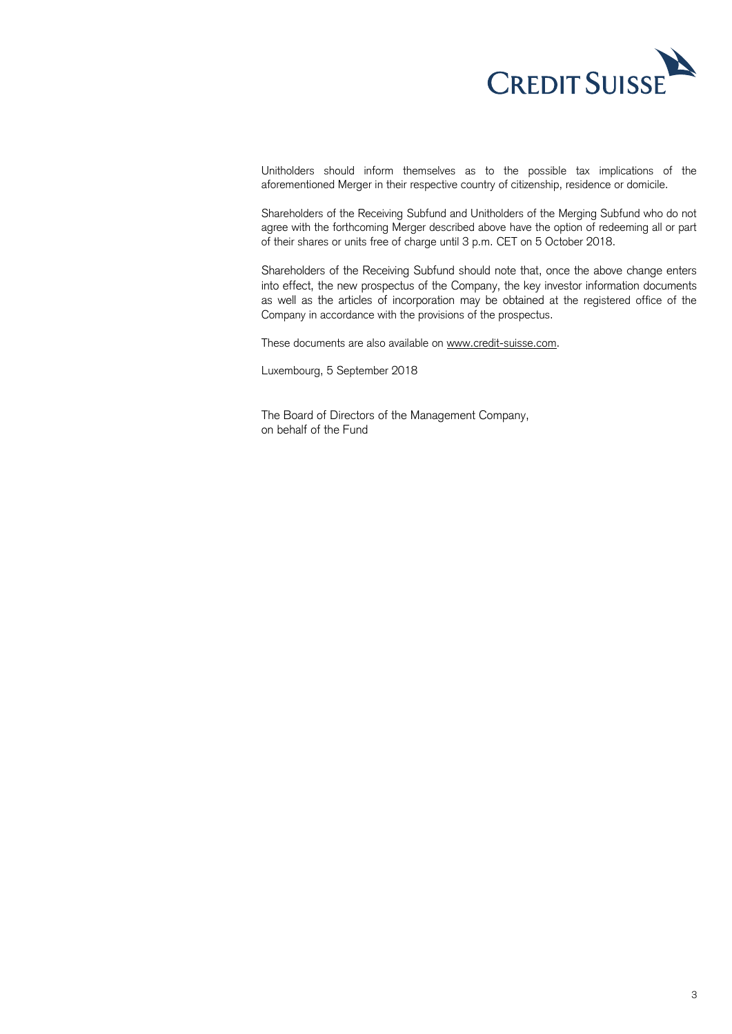Unitholders should inform themselves as to the possible tax implications of the aforementioned Merger in their respective country of citizenship, residence or domicile.

Shareholders of the Receiving Subfund and Unitholders of the Merging Subfund who do not agree with the forthcoming Merger described above have the option of redeeming all or part of their shares or units free of charge until 3 p.m. CET on 5 October 2018.

Shareholders of the Receiving Subfund should note that, once the above change enters into effect, the new prospectus of the Company, the key investor information documents as well as the articles of incorporation may be obtained at the registered office of the Company in accordance with the provisions of the prospectus.

These documents are also available on www.credit-suisse.com.

Luxembourg, 5 September 2018

The Board of Directors of the Management Company,
on behalf of the Fund